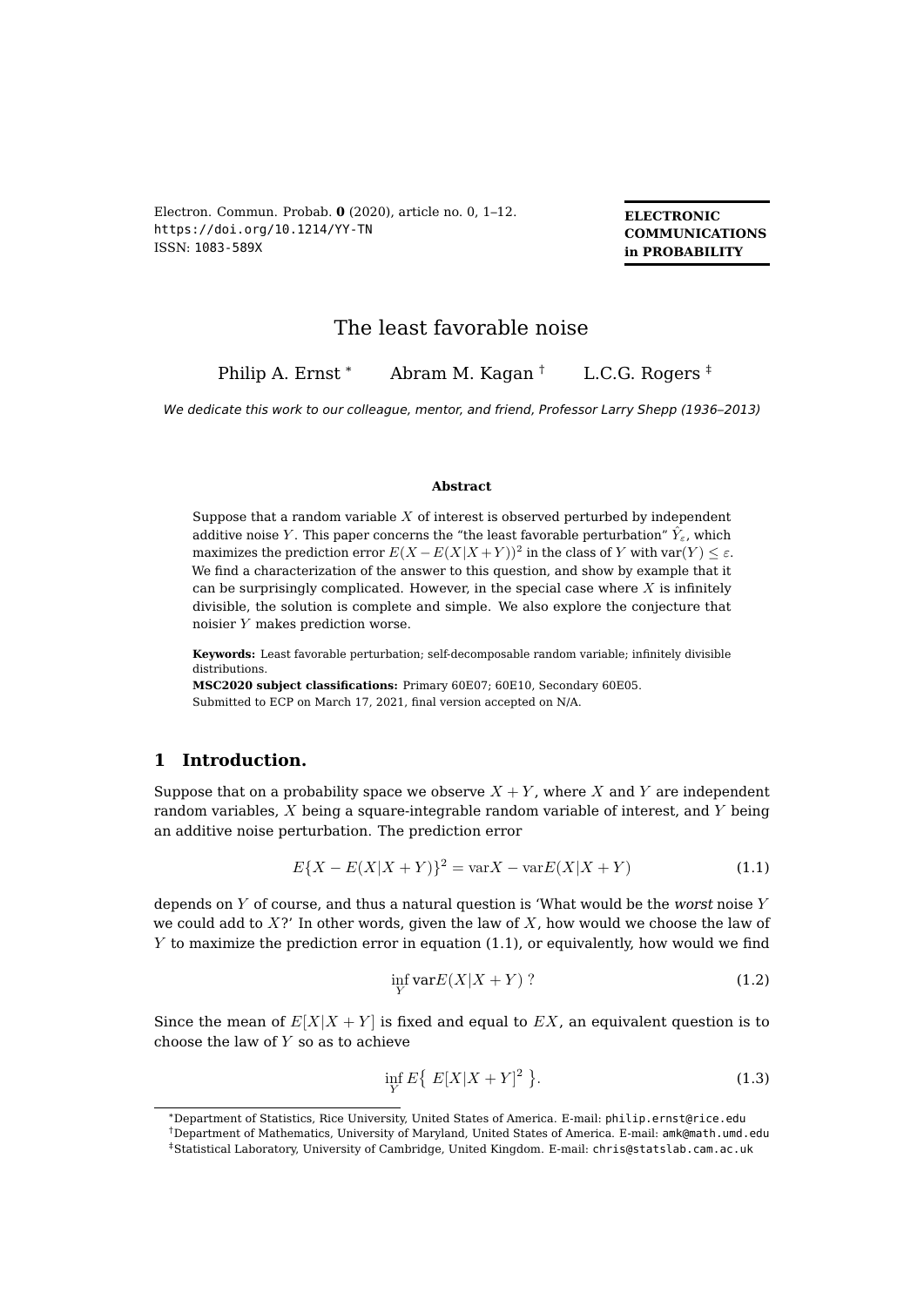# The least favorable noise

Philip A. Ernst [*] Abram M. Kagan [†] L.C.G. Rogers [‡]

*We dedicate this work to our colleague, mentor, and friend, Professor Larry Shepp (1936–2013)*

### Abstract

Suppose that a random variable $X$ of interest is observed perturbed by independent additive noise $Y$. This paper concerns the "the least favorable perturbation" $\hat{Y}_\varepsilon$, which maximizes the prediction error $E(X - E(X|X+Y))^2$ in the class of $Y$ with $\mathrm{var}(Y) \le \varepsilon$. We find a characterization of the answer to this question, and show by example that it can be surprisingly complicated. However, in the special case where $X$ is infinitely divisible, the solution is complete and simple. We also explore the conjecture that noisier $Y$ makes prediction worse.

**Keywords:** Least favorable perturbation; self-decomposable random variable; infinitely divisible distributions.

**MSC2020 subject classifications:** Primary 60E07; 60E10, Secondary 60E05.

Submitted to ECP on March 17, 2021, final version accepted on N/A.

## 1 Introduction.

Suppose that on a probability space we observe $X+Y$, where $X$ and $Y$ are independent random variables, $X$ being a square-integrable random variable of interest, and $Y$ being an additive noise perturbation. The prediction error

$$E\{X - E(X|X+Y)\}^2 = \mathrm{var}X - \mathrm{var}E(X|X+Y) \tag{1.1}$$

depends on $Y$ of course, and thus a natural question is 'What would be the *worst* noise $Y$ we could add to $X$?' In other words, given the law of $X$, how would we choose the law of $Y$ to maximize the prediction error in equation (1.1), or equivalently, how would we find

$$\inf_Y \mathrm{var}E(X|X+Y) \ ? \tag{1.2}$$

Since the mean of $E[X|X+Y]$ is fixed and equal to $EX$, an equivalent question is to choose the law of $Y$ so as to achieve

$$\inf_Y E\big\{ \ E[X|X+Y]^2 \ \big\}. \tag{1.3}$$

---

[*] Department of Statistics, Rice University, United States of America. E-mail: philip.ernst@rice.edu

[†] Department of Mathematics, University of Maryland, United States of America. E-mail: amk@math.umd.edu

[‡] Statistical Laboratory, University of Cambridge, United Kingdom. E-mail: chris@statslab.cam.ac.uk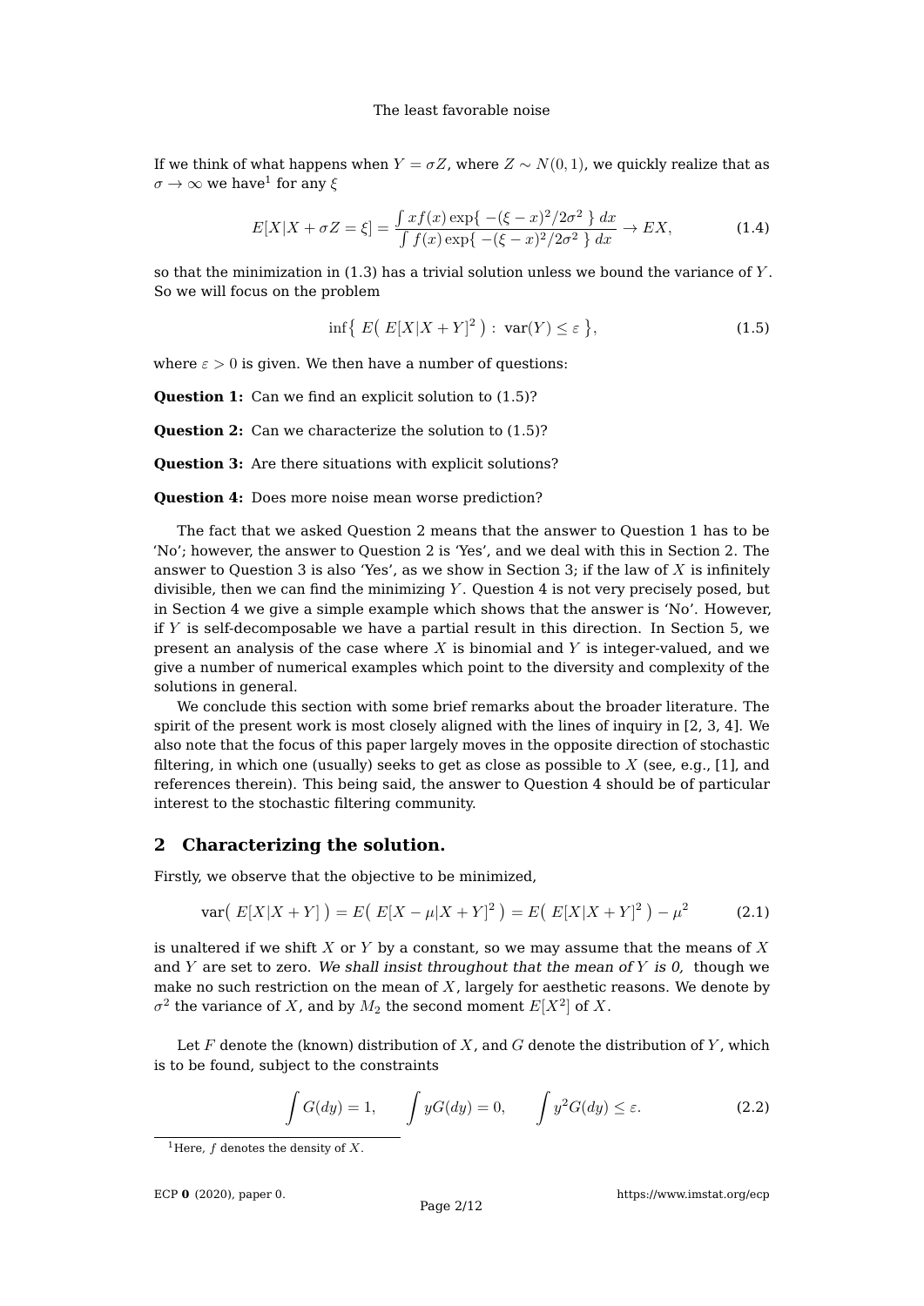If we think of what happens when $Y = \sigma Z$, where $Z \sim N(0,1)$, we quickly realize that as $\sigma \to \infty$ we have[1] for any $\xi$

$$E[X|X + \sigma Z = \xi] = \frac{\int x f(x) \exp\{ -(\xi - x)^2/2\sigma^2 \} \, dx}{\int f(x) \exp\{ -(\xi - x)^2/2\sigma^2 \} \, dx} \to EX, \tag{1.4}$$

so that the minimization in (1.3) has a trivial solution unless we bound the variance of $Y$. So we will focus on the problem

$$\inf\{ E\big( E[X|X+Y]^2 \big) : \text{var}(Y) \leq \varepsilon \}, \tag{1.5}$$

where $\varepsilon > 0$ is given. We then have a number of questions:

**Question 1:** Can we find an explicit solution to (1.5)?

**Question 2:** Can we characterize the solution to (1.5)?

**Question 3:** Are there situations with explicit solutions?

**Question 4:** Does more noise mean worse prediction?

The fact that we asked Question 2 means that the answer to Question 1 has to be 'No'; however, the answer to Question 2 is 'Yes', and we deal with this in Section 2. The answer to Question 3 is also 'Yes', as we show in Section 3; if the law of $X$ is infinitely divisible, then we can find the minimizing $Y$. Question 4 is not very precisely posed, but in Section 4 we give a simple example which shows that the answer is 'No'. However, if $Y$ is self-decomposable we have a partial result in this direction. In Section 5, we present an analysis of the case where $X$ is binomial and $Y$ is integer-valued, and we give a number of numerical examples which point to the diversity and complexity of the solutions in general.

We conclude this section with some brief remarks about the broader literature. The spirit of the present work is most closely aligned with the lines of inquiry in [2, 3, 4]. We also note that the focus of this paper largely moves in the opposite direction of stochastic filtering, in which one (usually) seeks to get as close as possible to $X$ (see, e.g., [1], and references therein). This being said, the answer to Question 4 should be of particular interest to the stochastic filtering community.

## 2 Characterizing the solution.

Firstly, we observe that the objective to be minimized,

$$\text{var}\big( E[X|X+Y] \big) = E\big( E[X - \mu|X+Y]^2 \big) = E\big( E[X|X+Y]^2 \big) - \mu^2 \tag{2.1}$$

is unaltered if we shift $X$ or $Y$ by a constant, so we may assume that the means of $X$ and $Y$ are set to zero. *We shall insist throughout that the mean of $Y$ is 0,* though we make no such restriction on the mean of $X$, largely for aesthetic reasons. We denote by $\sigma^2$ the variance of $X$, and by $M_2$ the second moment $E[X^2]$ of $X$.

Let $F$ denote the (known) distribution of $X$, and $G$ denote the distribution of $Y$, which is to be found, subject to the constraints

$$\int G(dy) = 1, \qquad \int y G(dy) = 0, \qquad \int y^2 G(dy) \leq \varepsilon. \tag{2.2}$$

[1] Here, $f$ denotes the density of $X$.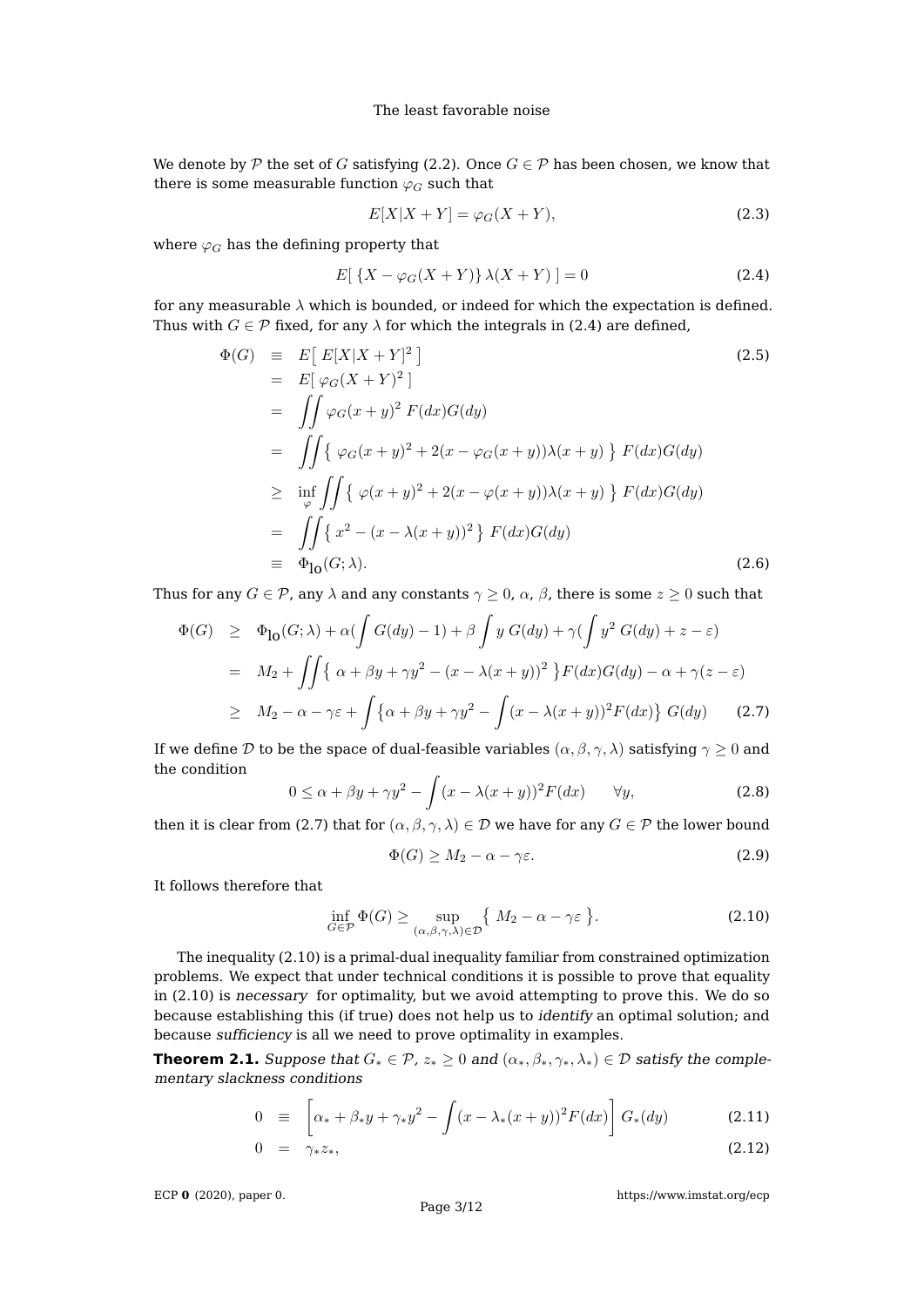We denote by $\mathcal{P}$ the set of $G$ satisfying (2.2). Once $G \in \mathcal{P}$ has been chosen, we know that there is some measurable function $\varphi_G$ such that

$$E[X|X+Y] = \varphi_G(X+Y), \tag{2.3}$$

where $\varphi_G$ has the defining property that

$$E[\ \{X - \varphi_G(X+Y)\}\,\lambda(X+Y)\ ] = 0 \tag{2.4}$$

for any measurable $\lambda$ which is bounded, or indeed for which the expectation is defined. Thus with $G \in \mathcal{P}$ fixed, for any $\lambda$ for which the integrals in (2.4) are defined,

$$\begin{aligned}
\Phi(G) &\equiv E\big[\ E[X|X+Y]^2\ \big] \qquad (2.5)\\
&= E[\ \varphi_G(X+Y)^2\ ]\\
&= \iint \varphi_G(x+y)^2\ F(dx)G(dy)\\
&= \iint \big\{\ \varphi_G(x+y)^2 + 2(x - \varphi_G(x+y))\lambda(x+y)\ \big\}\ F(dx)G(dy)\\
&\geq \inf_{\varphi} \iint \big\{\ \varphi(x+y)^2 + 2(x - \varphi(x+y))\lambda(x+y)\ \big\}\ F(dx)G(dy)\\
&= \iint \big\{\ x^2 - (x - \lambda(x+y))^2\big\}\ F(dx)G(dy)\\
&\equiv \Phi_{\text{lo}}(G;\lambda). \qquad (2.6)
\end{aligned}$$

Thus for any $G \in \mathcal{P}$, any $\lambda$ and any constants $\gamma \geq 0$, $\alpha$, $\beta$, there is some $z \geq 0$ such that

$$\begin{aligned}
\Phi(G) &\geq \Phi_{\text{lo}}(G;\lambda) + \alpha\Big(\int G(dy) - 1\Big) + \beta\int y\ G(dy) + \gamma\Big(\int y^2\ G(dy) + z - \varepsilon\Big)\\
&= M_2 + \iint \big\{\ \alpha + \beta y + \gamma y^2 - (x - \lambda(x+y))^2\ \big\}F(dx)G(dy) - \alpha + \gamma(z - \varepsilon)\\
&\geq M_2 - \alpha - \gamma\varepsilon + \int \Big\{\alpha + \beta y + \gamma y^2 - \int (x - \lambda(x+y))^2 F(dx)\Big\}\ G(dy) \qquad (2.7)
\end{aligned}$$

If we define $\mathcal{D}$ to be the space of dual-feasible variables $(\alpha, \beta, \gamma, \lambda)$ satisfying $\gamma \geq 0$ and the condition

$$0 \leq \alpha + \beta y + \gamma y^2 - \int (x - \lambda(x+y))^2 F(dx) \qquad \forall y, \tag{2.8}$$

then it is clear from (2.7) that for $(\alpha, \beta, \gamma, \lambda) \in \mathcal{D}$ we have for any $G \in \mathcal{P}$ the lower bound

$$\Phi(G) \geq M_2 - \alpha - \gamma\varepsilon. \tag{2.9}$$

It follows therefore that

$$\inf_{G \in \mathcal{P}} \Phi(G) \geq \sup_{(\alpha,\beta,\gamma,\lambda)\in\mathcal{D}} \big\{\ M_2 - \alpha - \gamma\varepsilon\ \big\}. \tag{2.10}$$

The inequality (2.10) is a primal-dual inequality familiar from constrained optimization problems. We expect that under technical conditions it is possible to prove that equality in (2.10) is *necessary* for optimality, but we avoid attempting to prove this. We do so because establishing this (if true) does not help us to *identify* an optimal solution; and because *sufficiency* is all we need to prove optimality in examples.

**Theorem 2.1.** *Suppose that $G_* \in \mathcal{P}$, $z_* \geq 0$ and $(\alpha_*, \beta_*, \gamma_*, \lambda_*) \in \mathcal{D}$ satisfy the complementary slackness conditions*

$$\begin{aligned}
0 &\equiv \left[\alpha_* + \beta_* y + \gamma_* y^2 - \int (x - \lambda_*(x+y))^2 F(dx)\right] G_*(dy) \qquad (2.11)\\
0 &= \gamma_* z_*, \qquad (2.12)
\end{aligned}$$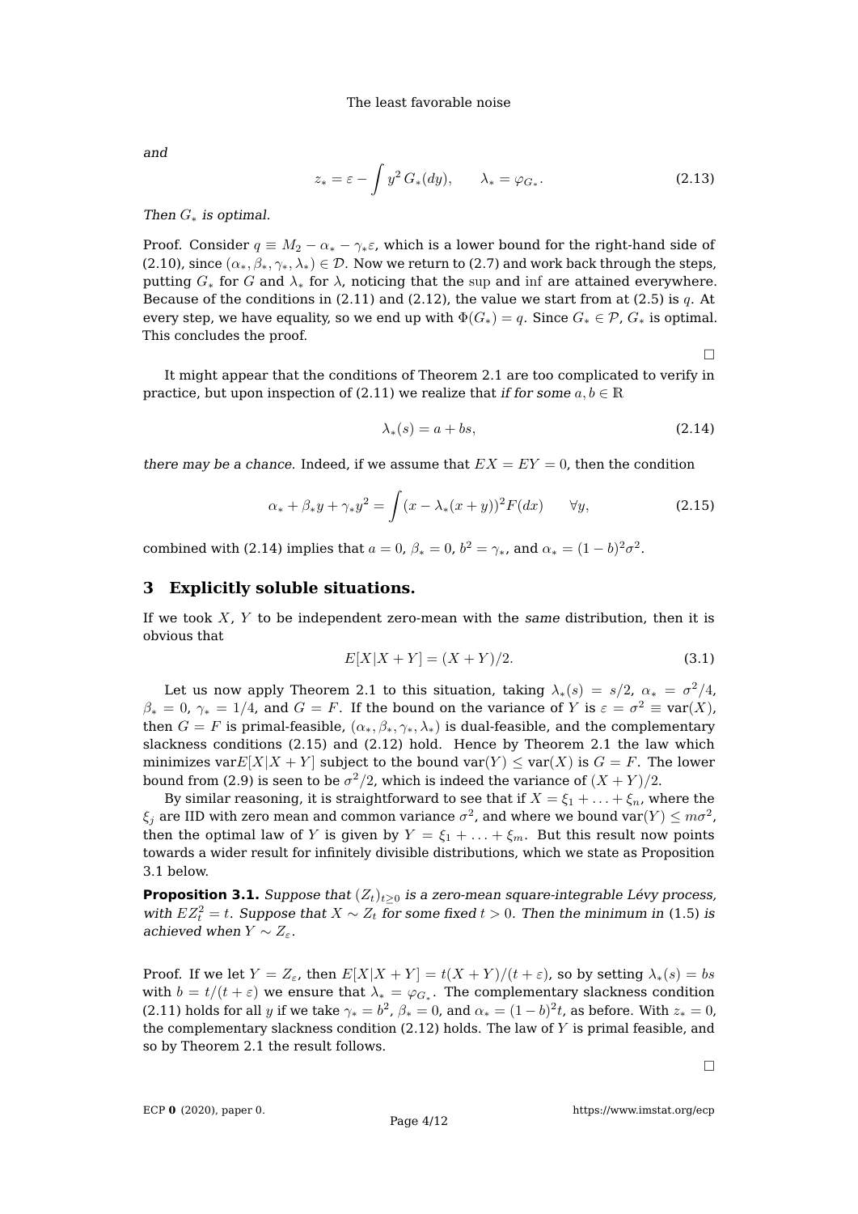*and*

$$z_* = \varepsilon - \int y^2 \, G_*(dy), \qquad \lambda_* = \varphi_{G_*}. \tag{2.13}$$

*Then $G_*$ is optimal.*

Proof. Consider $q \equiv M_2 - \alpha_* - \gamma_* \varepsilon$, which is a lower bound for the right-hand side of (2.10), since $(\alpha_*, \beta_*, \gamma_*, \lambda_*) \in \mathcal{D}$. Now we return to (2.7) and work back through the steps, putting $G_*$ for $G$ and $\lambda_*$ for $\lambda$, noticing that the sup and inf are attained everywhere. Because of the conditions in (2.11) and (2.12), the value we start from at (2.5) is $q$. At every step, we have equality, so we end up with $\Phi(G_*) = q$. Since $G_* \in \mathcal{P}$, $G_*$ is optimal. This concludes the proof.

□

It might appear that the conditions of Theorem 2.1 are too complicated to verify in practice, but upon inspection of (2.11) we realize that *if for some $a, b \in \mathbb{R}$*

$$\lambda_*(s) = a + bs, \tag{2.14}$$

*there may be a chance.* Indeed, if we assume that $EX = EY = 0$, then the condition

$$\alpha_* + \beta_* y + \gamma_* y^2 = \int (x - \lambda_*(x+y))^2 F(dx) \qquad \forall y, \tag{2.15}$$

combined with (2.14) implies that $a = 0$, $\beta_* = 0$, $b^2 = \gamma_*$, and $\alpha_* = (1-b)^2\sigma^2$.

## 3 Explicitly soluble situations.

If we took $X$, $Y$ to be independent zero-mean with the *same* distribution, then it is obvious that

$$E[X|X+Y] = (X+Y)/2. \tag{3.1}$$

Let us now apply Theorem 2.1 to this situation, taking $\lambda_*(s) = s/2$, $\alpha_* = \sigma^2/4$, $\beta_* = 0$, $\gamma_* = 1/4$, and $G = F$. If the bound on the variance of $Y$ is $\varepsilon = \sigma^2 \equiv \text{var}(X)$, then $G = F$ is primal-feasible, $(\alpha_*, \beta_*, \gamma_*, \lambda_*)$ is dual-feasible, and the complementary slackness conditions (2.15) and (2.12) hold. Hence by Theorem 2.1 the law which minimizes $\text{var}E[X|X+Y]$ subject to the bound $\text{var}(Y) \leq \text{var}(X)$ is $G = F$. The lower bound from (2.9) is seen to be $\sigma^2/2$, which is indeed the variance of $(X+Y)/2$.

By similar reasoning, it is straightforward to see that if $X = \xi_1 + \ldots + \xi_n$, where the $\xi_j$ are IID with zero mean and common variance $\sigma^2$, and where we bound $\text{var}(Y) \leq m\sigma^2$, then the optimal law of $Y$ is given by $Y = \xi_1 + \ldots + \xi_m$. But this result now points towards a wider result for infinitely divisible distributions, which we state as Proposition 3.1 below.

**Proposition 3.1.** *Suppose that $(Z_t)_{t\geq 0}$ is a zero-mean square-integrable Lévy process, with $EZ_t^2 = t$. Suppose that $X \sim Z_t$ for some fixed $t > 0$. Then the minimum in* (1.5) *is achieved when $Y \sim Z_\varepsilon$.*

Proof. If we let $Y = Z_\varepsilon$, then $E[X|X+Y] = t(X+Y)/(t+\varepsilon)$, so by setting $\lambda_*(s) = bs$ with $b = t/(t+\varepsilon)$ we ensure that $\lambda_* = \varphi_{G_*}$. The complementary slackness condition (2.11) holds for all $y$ if we take $\gamma_* = b^2$, $\beta_* = 0$, and $\alpha_* = (1-b)^2 t$, as before. With $z_* = 0$, the complementary slackness condition (2.12) holds. The law of $Y$ is primal feasible, and so by Theorem 2.1 the result follows.

□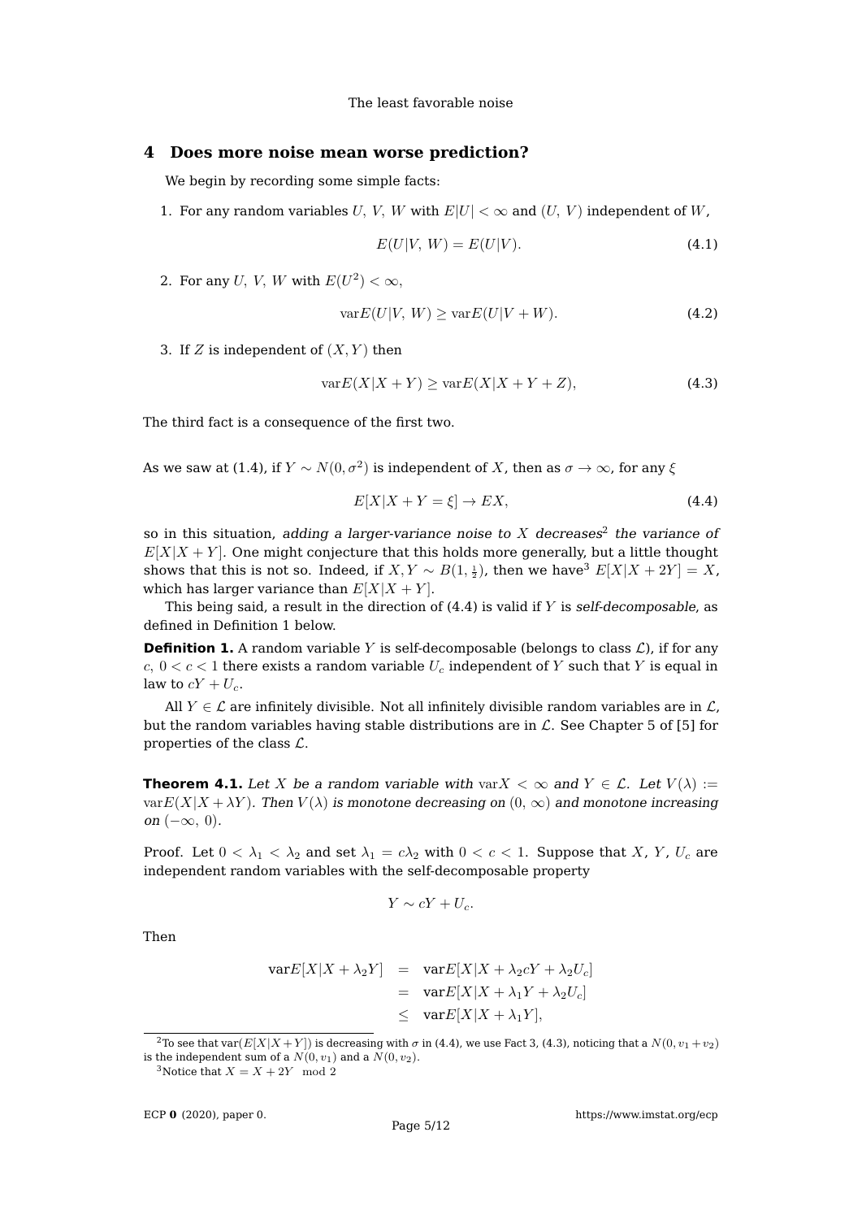## 4 Does more noise mean worse prediction?

We begin by recording some simple facts:

1. For any random variables $U$, $V$, $W$ with $E|U| < \infty$ and $(U, V)$ independent of $W$,

$$E(U|V, W) = E(U|V). \tag{4.1}$$

2. For any $U$, $V$, $W$ with $E(U^2) < \infty$,

$$\mathrm{var}E(U|V, W) \geq \mathrm{var}E(U|V + W). \tag{4.2}$$

3. If $Z$ is independent of $(X, Y)$ then

$$\mathrm{var}E(X|X + Y) \geq \mathrm{var}E(X|X + Y + Z), \tag{4.3}$$

The third fact is a consequence of the first two.

As we saw at (1.4), if $Y \sim N(0, \sigma^2)$ is independent of $X$, then as $\sigma \to \infty$, for any $\xi$

$$E[X|X + Y = \xi] \to EX, \tag{4.4}$$

so in this situation, *adding a larger-variance noise to $X$ decreases*[2] *the variance of* $E[X|X + Y]$. One might conjecture that this holds more generally, but a little thought shows that this is not so. Indeed, if $X, Y \sim B(1, \frac{1}{2})$, then we have[3] $E[X|X + 2Y] = X$, which has larger variance than $E[X|X + Y]$.

This being said, a result in the direction of (4.4) is valid if $Y$ is *self-decomposable*, as defined in Definition 1 below.

**Definition 1.** A random variable $Y$ is self-decomposable (belongs to class $\mathcal{L}$), if for any $c$, $0 < c < 1$ there exists a random variable $U_c$ independent of $Y$ such that $Y$ is equal in law to $cY + U_c$.

All $Y \in \mathcal{L}$ are infinitely divisible. Not all infinitely divisible random variables are in $\mathcal{L}$, but the random variables having stable distributions are in $\mathcal{L}$. See Chapter 5 of [5] for properties of the class $\mathcal{L}$.

**Theorem 4.1.** *Let $X$ be a random variable with $\mathrm{var}X < \infty$ and $Y \in \mathcal{L}$. Let $V(\lambda) := \mathrm{var}E(X|X + \lambda Y)$. Then $V(\lambda)$ is monotone decreasing on $(0, \infty)$ and monotone increasing on $(-\infty, 0)$.*

Proof. Let $0 < \lambda_1 < \lambda_2$ and set $\lambda_1 = c\lambda_2$ with $0 < c < 1$. Suppose that $X$, $Y$, $U_c$ are independent random variables with the self-decomposable property

$$Y \sim cY + U_c.$$

Then

$$\begin{aligned}
\mathrm{var}E[X|X + \lambda_2 Y] &= \mathrm{var}E[X|X + \lambda_2 cY + \lambda_2 U_c] \\
&= \mathrm{var}E[X|X + \lambda_1 Y + \lambda_2 U_c] \\
&\leq \mathrm{var}E[X|X + \lambda_1 Y],
\end{aligned}$$

[2] To see that $\mathrm{var}(E[X|X+Y])$ is decreasing with $\sigma$ in (4.4), we use Fact 3, (4.3), noticing that a $N(0, v_1 + v_2)$ is the independent sum of a $N(0, v_1)$ and a $N(0, v_2)$.

[3] Notice that $X = X + 2Y \mod 2$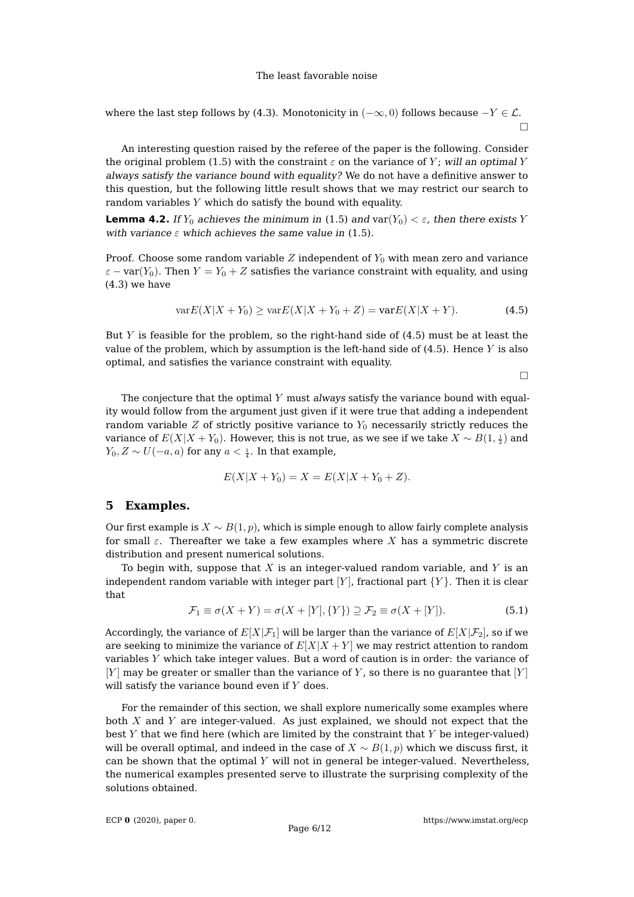where the last step follows by (4.3). Monotonicity in $(-\infty, 0)$ follows because $-Y \in \mathcal{L}$. □

An interesting question raised by the referee of the paper is the following. Consider the original problem (1.5) with the constraint $\varepsilon$ on the variance of $Y$; *will an optimal $Y$ always satisfy the variance bound with equality?* We do not have a definitive answer to this question, but the following little result shows that we may restrict our search to random variables $Y$ which do satisfy the bound with equality.

**Lemma 4.2.** *If $Y_0$ achieves the minimum in (1.5) and $\text{var}(Y_0) < \varepsilon$, then there exists $Y$ with variance $\varepsilon$ which achieves the same value in (1.5).*

Proof. Choose some random variable $Z$ independent of $Y_0$ with mean zero and variance $\varepsilon - \text{var}(Y_0)$. Then $Y = Y_0 + Z$ satisfies the variance constraint with equality, and using (4.3) we have

$$\text{var}E(X|X+Y_0) \geq \text{var}E(X|X+Y_0+Z) = \text{var}E(X|X+Y). \tag{4.5}$$

But $Y$ is feasible for the problem, so the right-hand side of (4.5) must be at least the value of the problem, which by assumption is the left-hand side of (4.5). Hence $Y$ is also optimal, and satisfies the variance constraint with equality.

□

The conjecture that the optimal $Y$ must *always* satisfy the variance bound with equality would follow from the argument just given if it were true that adding a independent random variable $Z$ of strictly positive variance to $Y_0$ necessarily strictly reduces the variance of $E(X|X+Y_0)$. However, this is not true, as we see if we take $X \sim B(1, \frac{1}{2})$ and $Y_0, Z \sim U(-a, a)$ for any $a < \frac{1}{4}$. In that example,

$$E(X|X+Y_0) = X = E(X|X+Y_0+Z).$$

## 5 Examples.

Our first example is $X \sim B(1,p)$, which is simple enough to allow fairly complete analysis for small $\varepsilon$. Thereafter we take a few examples where $X$ has a symmetric discrete distribution and present numerical solutions.

To begin with, suppose that $X$ is an integer-valued random variable, and $Y$ is an independent random variable with integer part $[Y]$, fractional part $\{Y\}$. Then it is clear that

$$\mathcal{F}_1 \equiv \sigma(X+Y) = \sigma(X+[Y], \{Y\}) \supseteq \mathcal{F}_2 \equiv \sigma(X+[Y]). \tag{5.1}$$

Accordingly, the variance of $E[X|\mathcal{F}_1]$ will be larger than the variance of $E[X|\mathcal{F}_2]$, so if we are seeking to minimize the variance of $E[X|X+Y]$ we may restrict attention to random variables $Y$ which take integer values. But a word of caution is in order: the variance of $[Y]$ may be greater or smaller than the variance of $Y$, so there is no guarantee that $[Y]$ will satisfy the variance bound even if $Y$ does.

For the remainder of this section, we shall explore numerically some examples where both $X$ and $Y$ are integer-valued. As just explained, we should not expect that the best $Y$ that we find here (which are limited by the constraint that $Y$ be integer-valued) will be overall optimal, and indeed in the case of $X \sim B(1,p)$ which we discuss first, it can be shown that the optimal $Y$ will not in general be integer-valued. Nevertheless, the numerical examples presented serve to illustrate the surprising complexity of the solutions obtained.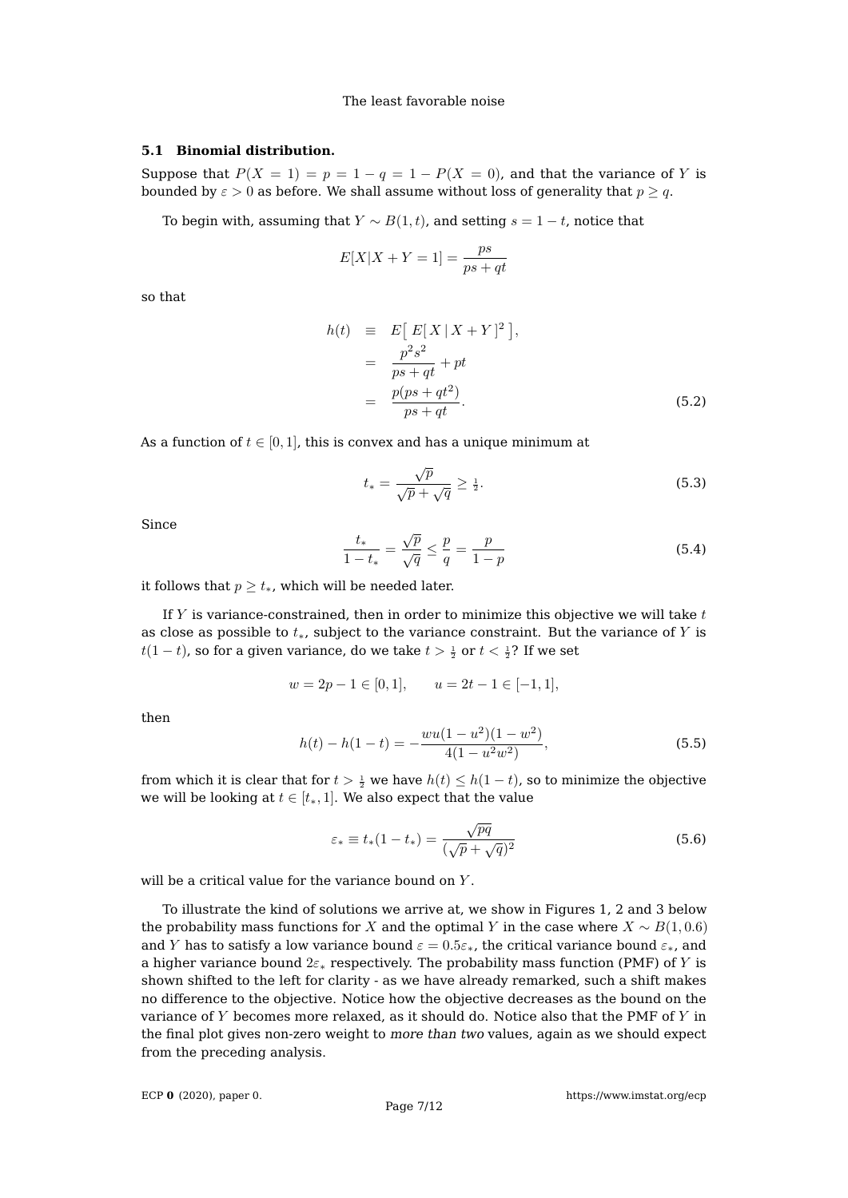### 5.1 Binomial distribution.

Suppose that $P(X = 1) = p = 1 - q = 1 - P(X = 0)$, and that the variance of $Y$ is bounded by $\varepsilon > 0$ as before. We shall assume without loss of generality that $p \geq q$.

To begin with, assuming that $Y \sim B(1, t)$, and setting $s = 1 - t$, notice that

$$E[X|X + Y = 1] = \frac{ps}{ps + qt}$$

so that

$$\begin{aligned} h(t) &\equiv E\big[\, E[\, X \,|\, X + Y \,]^2 \,\big], \\ &= \frac{p^2 s^2}{ps + qt} + pt \\ &= \frac{p(ps + qt^2)}{ps + qt}. \end{aligned} \tag{5.2}$$

As a function of $t \in [0, 1]$, this is convex and has a unique minimum at

$$t_* = \frac{\sqrt{p}}{\sqrt{p} + \sqrt{q}} \geq \tfrac{1}{2}. \tag{5.3}$$

Since

$$\frac{t_*}{1 - t_*} = \frac{\sqrt{p}}{\sqrt{q}} \leq \frac{p}{q} = \frac{p}{1 - p} \tag{5.4}$$

it follows that $p \geq t_*$, which will be needed later.

If $Y$ is variance-constrained, then in order to minimize this objective we will take $t$ as close as possible to $t_*$, subject to the variance constraint. But the variance of $Y$ is $t(1 - t)$, so for a given variance, do we take $t > \frac{1}{2}$ or $t < \frac{1}{2}$? If we set

$$w = 2p - 1 \in [0, 1], \qquad u = 2t - 1 \in [-1, 1],$$

then

$$h(t) - h(1 - t) = -\frac{wu(1 - u^2)(1 - w^2)}{4(1 - u^2 w^2)}, \tag{5.5}$$

from which it is clear that for $t > \frac{1}{2}$ we have $h(t) \leq h(1 - t)$, so to minimize the objective we will be looking at $t \in [t_*, 1]$. We also expect that the value

$$\varepsilon_* \equiv t_*(1 - t_*) = \frac{\sqrt{pq}}{(\sqrt{p} + \sqrt{q})^2} \tag{5.6}$$

will be a critical value for the variance bound on $Y$.

To illustrate the kind of solutions we arrive at, we show in Figures 1, 2 and 3 below the probability mass functions for $X$ and the optimal $Y$ in the case where $X \sim B(1, 0.6)$ and $Y$ has to satisfy a low variance bound $\varepsilon = 0.5\varepsilon_*$, the critical variance bound $\varepsilon_*$, and a higher variance bound $2\varepsilon_*$ respectively. The probability mass function (PMF) of $Y$ is shown shifted to the left for clarity - as we have already remarked, such a shift makes no difference to the objective. Notice how the objective decreases as the bound on the variance of $Y$ becomes more relaxed, as it should do. Notice also that the PMF of $Y$ in the final plot gives non-zero weight to *more than two* values, again as we should expect from the preceding analysis.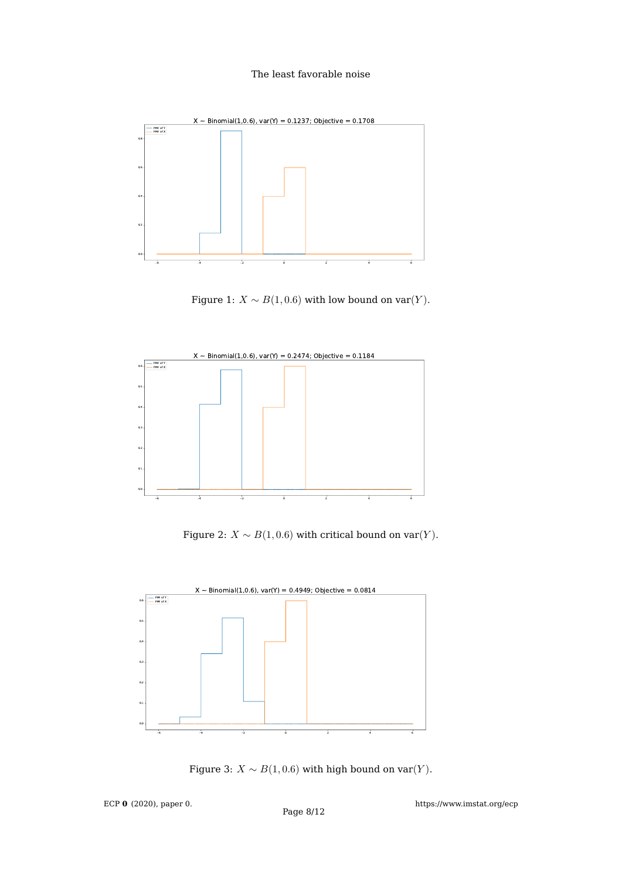Figure 1: $X \sim B(1, 0.6)$ with low bound on $\text{var}(Y)$.

Figure 2: $X \sim B(1, 0.6)$ with critical bound on $\text{var}(Y)$.

Figure 3: $X \sim B(1, 0.6)$ with high bound on $\text{var}(Y)$.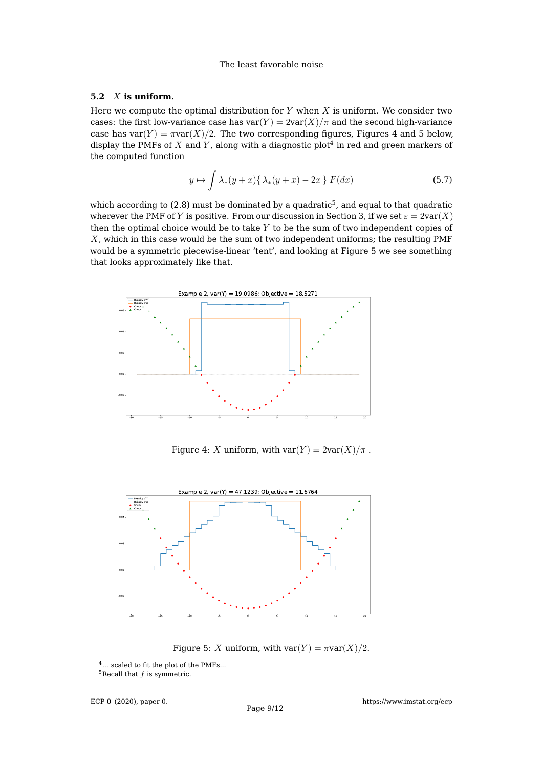### 5.2 $X$ is uniform.

Here we compute the optimal distribution for $Y$ when $X$ is uniform. We consider two cases: the first low-variance case has $\mathrm{var}(Y) = 2\mathrm{var}(X)/\pi$ and the second high-variance case has $\mathrm{var}(Y) = \pi\mathrm{var}(X)/2$. The two corresponding figures, Figures 4 and 5 below, display the PMFs of $X$ and $Y$, along with a diagnostic plot[4] in red and green markers of the computed function

$$y \mapsto \int \lambda_*(y+x)\{\, \lambda_*(y+x) - 2x \,\}\; F(dx) \tag{5.7}$$

which according to (2.8) must be dominated by a quadratic[5], and equal to that quadratic wherever the PMF of $Y$ is positive. From our discussion in Section 3, if we set $\varepsilon = 2\mathrm{var}(X)$ then the optimal choice would be to take $Y$ to be the sum of two independent copies of $X$, which in this case would be the sum of two independent uniforms; the resulting PMF would be a symmetric piecewise-linear 'tent', and looking at Figure 5 we see something that looks approximately like that.

Figure 4: $X$ uniform, with $\mathrm{var}(Y) = 2\mathrm{var}(X)/\pi$ .

Figure 5: $X$ uniform, with $\mathrm{var}(Y) = \pi\mathrm{var}(X)/2$.

[4]... scaled to fit the plot of the PMFs...

[5]Recall that $f$ is symmetric.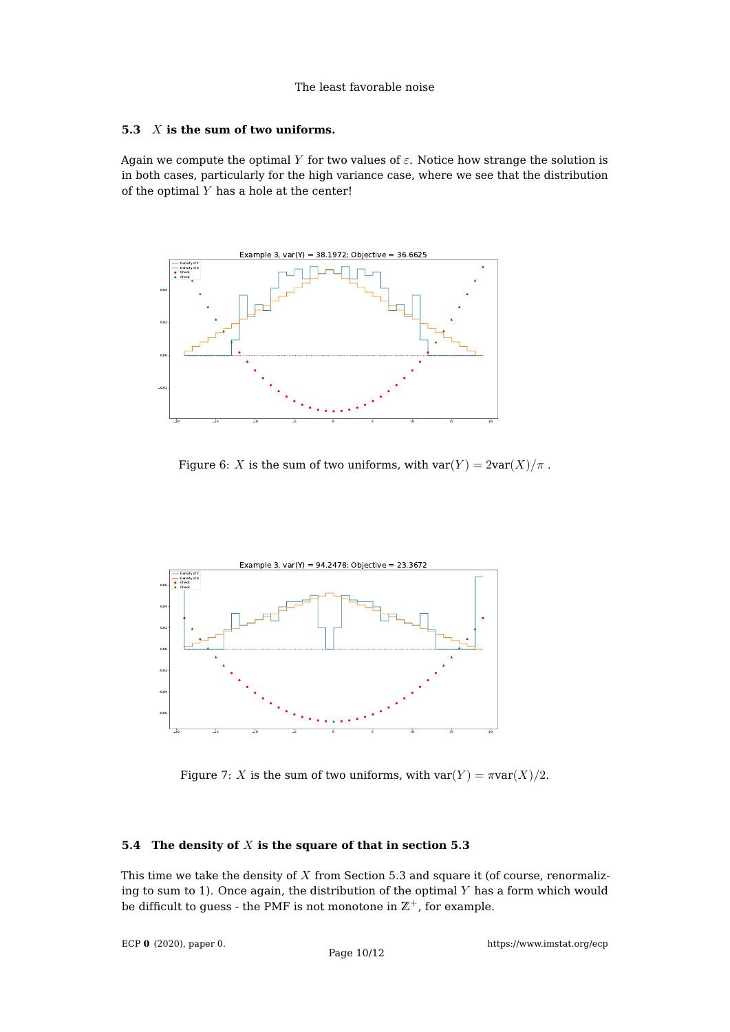### 5.3 $X$ is the sum of two uniforms.

Again we compute the optimal $Y$ for two values of $\varepsilon$. Notice how strange the solution is in both cases, particularly for the high variance case, where we see that the distribution of the optimal $Y$ has a hole at the center!

Figure 6: $X$ is the sum of two uniforms, with $\text{var}(Y) = 2\text{var}(X)/\pi$ .

Figure 7: $X$ is the sum of two uniforms, with $\text{var}(Y) = \pi\text{var}(X)/2$.

### 5.4 The density of $X$ is the square of that in section 5.3

This time we take the density of $X$ from Section 5.3 and square it (of course, renormalizing to sum to 1). Once again, the distribution of the optimal $Y$ has a form which would be difficult to guess - the PMF is not monotone in $\mathbb{Z}^+$, for example.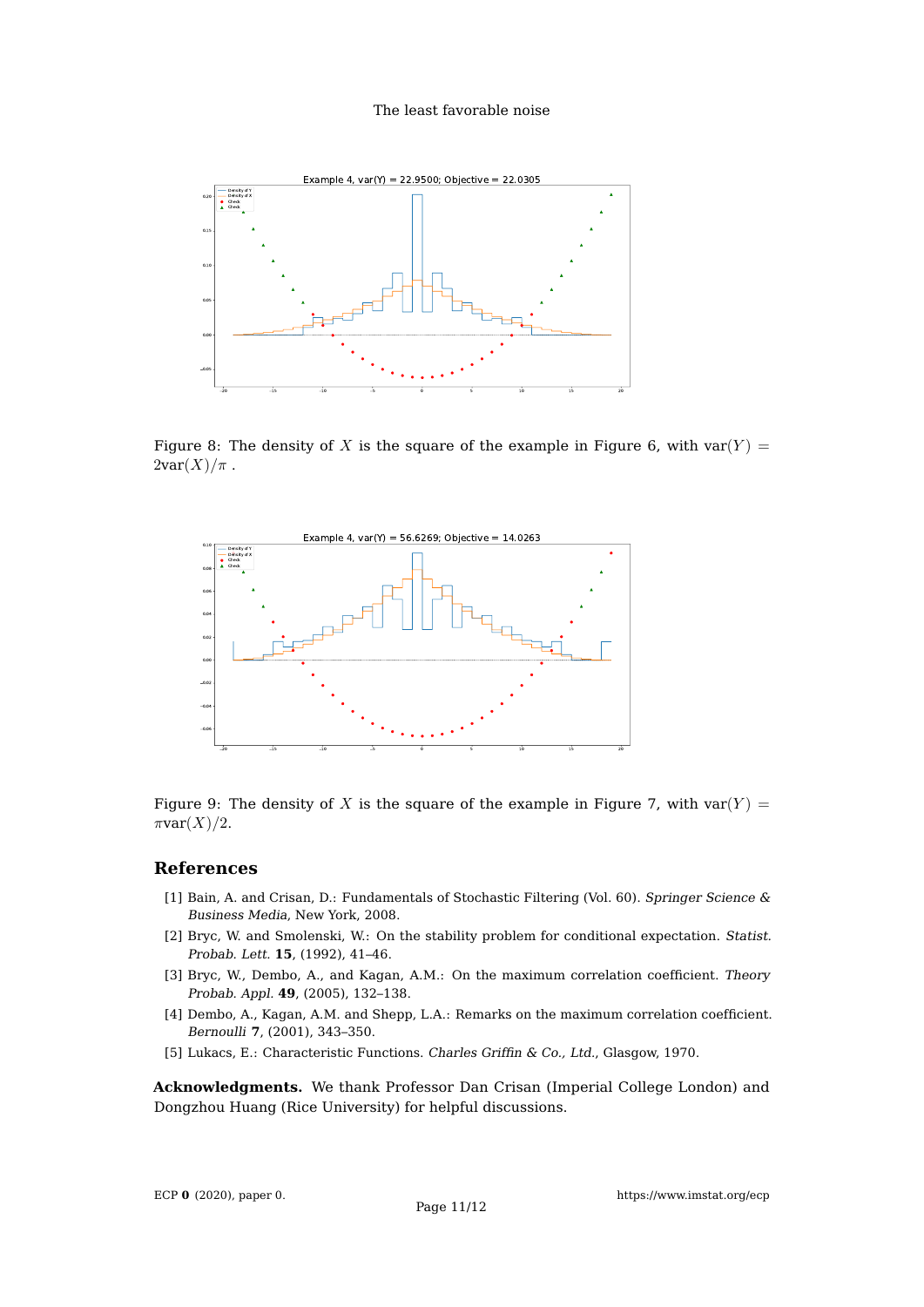Example 4, var(Y) = 22.9500; Objective = 22.0305

Density of Y
Density of X
Check
Check

Figure 8: The density of $X$ is the square of the example in Figure 6, with $\mathrm{var}(Y) = 2\mathrm{var}(X)/\pi$ .

Example 4, var(Y) = 56.6269; Objective = 14.0263

Density of Y
Density of X
Check
Check

Figure 9: The density of $X$ is the square of the example in Figure 7, with $\mathrm{var}(Y) = \pi\mathrm{var}(X)/2$.

## References

[1] Bain, A. and Crisan, D.: Fundamentals of Stochastic Filtering (Vol. 60). *Springer Science & Business Media*, New York, 2008.

[2] Bryc, W. and Smolenski, W.: On the stability problem for conditional expectation. *Statist. Probab. Lett.* **15**, (1992), 41–46.

[3] Bryc, W., Dembo, A., and Kagan, A.M.: On the maximum correlation coefficient. *Theory Probab. Appl.* **49**, (2005), 132–138.

[4] Dembo, A., Kagan, A.M. and Shepp, L.A.: Remarks on the maximum correlation coefficient. *Bernoulli* **7**, (2001), 343–350.

[5] Lukacs, E.: Characteristic Functions. *Charles Griffin & Co., Ltd.*, Glasgow, 1970.

**Acknowledgments.** We thank Professor Dan Crisan (Imperial College London) and Dongzhou Huang (Rice University) for helpful discussions.